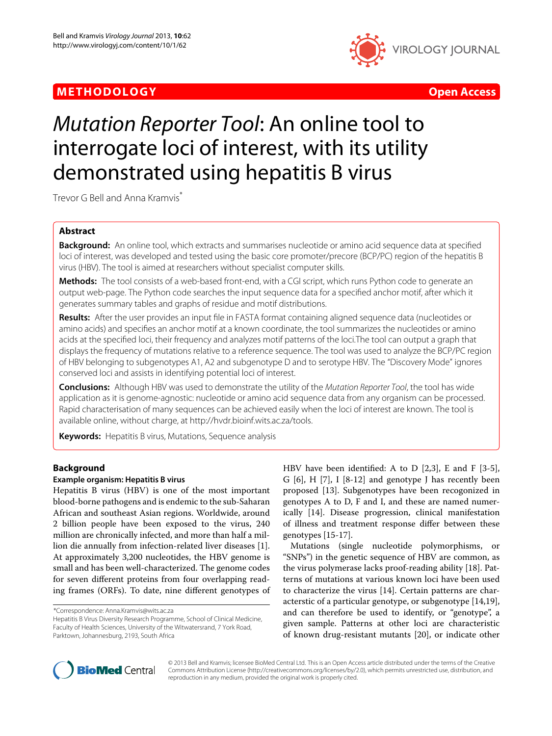**METHODOLOGY** **Open Access**

# *Mutation Reporter Tool*: An online tool to interrogate loci of interest, with its utility demonstrated using hepatitis B virus

Trevor G Bell and Anna Kramvis*

## Abstract

**Background:** An online tool, which extracts and summarises nucleotide or amino acid sequence data at specified loci of interest, was developed and tested using the basic core promoter/precore (BCP/PC) region of the hepatitis B virus (HBV). The tool is aimed at researchers without specialist computer skills.

**Methods:** The tool consists of a web-based front-end, with a CGI script, which runs Python code to generate an output web-page. The Python code searches the input sequence data for a specified anchor motif, after which it generates summary tables and graphs of residue and motif distributions.

**Results:** After the user provides an input file in FASTA format containing aligned sequence data (nucleotides or amino acids) and specifies an anchor motif at a known coordinate, the tool summarizes the nucleotides or amino acids at the specified loci, their frequency and analyzes motif patterns of the loci.The tool can output a graph that displays the frequency of mutations relative to a reference sequence. The tool was used to analyze the BCP/PC region of HBV belonging to subgenotypes A1, A2 and subgenotype D and to serotype HBV. The "Discovery Mode" ignores conserved loci and assists in identifying potential loci of interest.

**Conclusions:** Although HBV was used to demonstrate the utility of the *Mutation Reporter Tool*, the tool has wide application as it is genome-agnostic: nucleotide or amino acid sequence data from any organism can be processed. Rapid characterisation of many sequences can be achieved easily when the loci of interest are known. The tool is available online, without charge, at http://hvdr.bioinf.wits.ac.za/tools.

**Keywords:** Hepatitis B virus, Mutations, Sequence analysis

## Background

### Example organism: Hepatitis B virus

Hepatitis B virus (HBV) is one of the most important blood-borne pathogens and is endemic to the sub-Saharan African and southeast Asian regions. Worldwide, around 2 billion people have been exposed to the virus, 240 million are chronically infected, and more than half a million die annually from infection-related liver diseases [1]. At approximately 3,200 nucleotides, the HBV genome is small and has been well-characterized. The genome codes for seven different proteins from four overlapping reading frames (ORFs). To date, nine different genotypes of HBV have been identified: A to D [2,3], E and F [3-5], G [6], H [7], I [8-12] and genotype J has recently been proposed [13]. Subgenotypes have been recognized in genotypes A to D, F and I, and these are named numerically [14]. Disease progression, clinical manifestation of illness and treatment response differ between these genotypes [15-17].

Mutations (single nucleotide polymorphisms, or "SNPs") in the genetic sequence of HBV are common, as the virus polymerase lacks proof-reading ability [18]. Patterns of mutations at various known loci have been used to characterize the virus [14]. Certain patterns are characterstic of a particular genotype, or subgenotype [14,19], and can therefore be used to identify, or "genotype", a given sample. Patterns at other loci are characteristic of known drug-resistant mutants [20], or indicate other

*Correspondence: Anna.Kramvis@wits.ac.za
Hepatitis B Virus Diversity Research Programme, School of Clinical Medicine, Faculty of Health Sciences, University of the Witwatersrand, 7 York Road, Parktown, Johannesburg, 2193, South Africa

© 2013 Bell and Kramvis; licensee BioMed Central Ltd. This is an Open Access article distributed under the terms of the Creative Commons Attribution License (http://creativecommons.org/licenses/by/2.0), which permits unrestricted use, distribution, and reproduction in any medium, provided the original work is properly cited.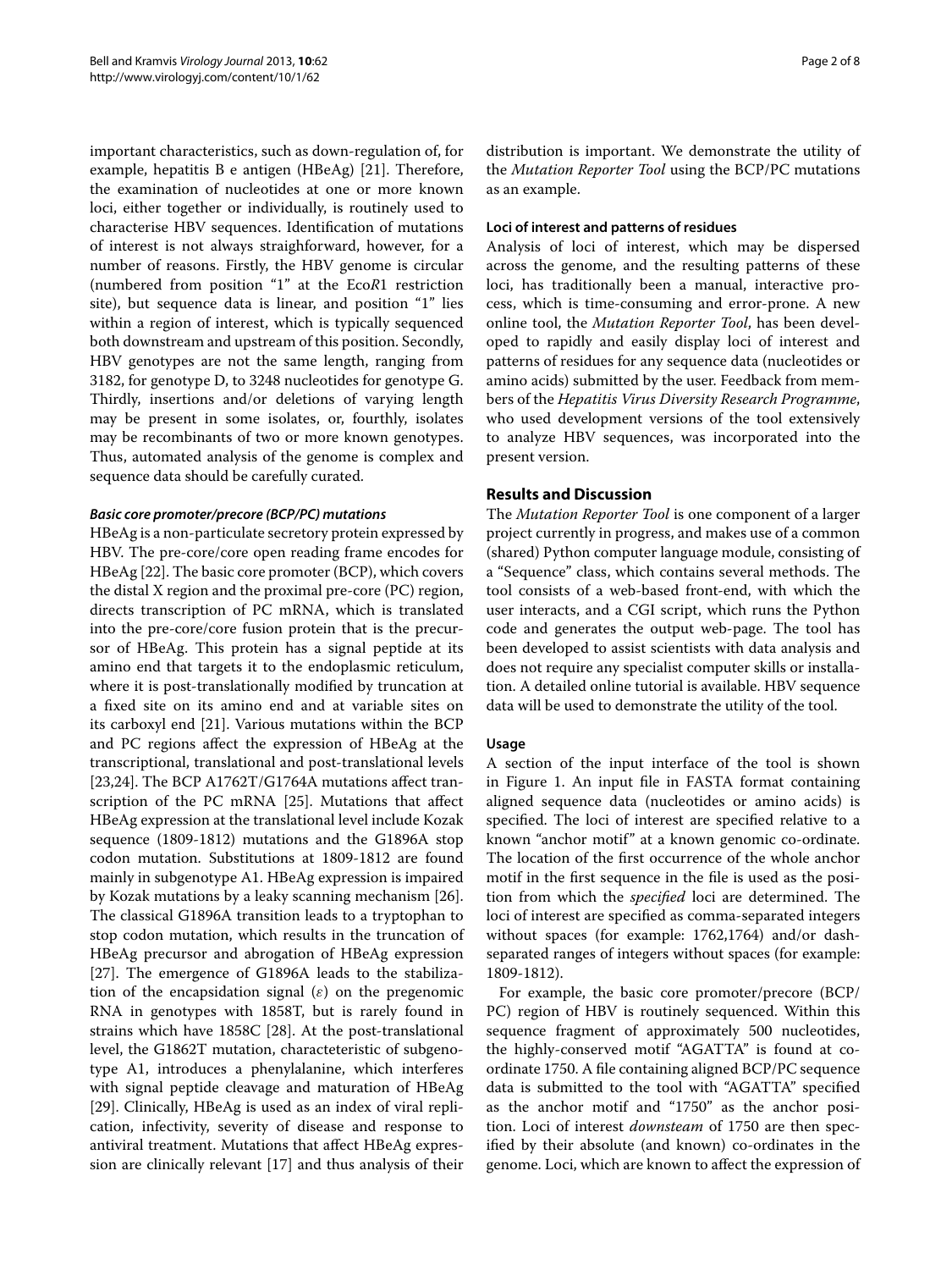important characteristics, such as down-regulation of, for example, hepatitis B e antigen (HBeAg) [21]. Therefore, the examination of nucleotides at one or more known loci, either together or individually, is routinely used to characterise HBV sequences. Identification of mutations of interest is not always straighforward, however, for a number of reasons. Firstly, the HBV genome is circular (numbered from position "1" at the Eco*R*1 restriction site), but sequence data is linear, and position "1" lies within a region of interest, which is typically sequenced both downstream and upstream of this position. Secondly, HBV genotypes are not the same length, ranging from 3182, for genotype D, to 3248 nucleotides for genotype G. Thirdly, insertions and/or deletions of varying length may be present in some isolates, or, fourthly, isolates may be recombinants of two or more known genotypes. Thus, automated analysis of the genome is complex and sequence data should be carefully curated.

#### *Basic core promoter/precore (BCP/PC) mutations*

HBeAg is a non-particulate secretory protein expressed by HBV. The pre-core/core open reading frame encodes for HBeAg [22]. The basic core promoter (BCP), which covers the distal X region and the proximal pre-core (PC) region, directs transcription of PC mRNA, which is translated into the pre-core/core fusion protein that is the precursor of HBeAg. This protein has a signal peptide at its amino end that targets it to the endoplasmic reticulum, where it is post-translationally modified by truncation at a fixed site on its amino end and at variable sites on its carboxyl end [21]. Various mutations within the BCP and PC regions affect the expression of HBeAg at the transcriptional, translational and post-translational levels [23,24]. The BCP A1762T/G1764A mutations affect transcription of the PC mRNA [25]. Mutations that affect HBeAg expression at the translational level include Kozak sequence (1809-1812) mutations and the G1896A stop codon mutation. Substitutions at 1809-1812 are found mainly in subgenotype A1. HBeAg expression is impaired by Kozak mutations by a leaky scanning mechanism [26]. The classical G1896A transition leads to a tryptophan to stop codon mutation, which results in the truncation of HBeAg precursor and abrogation of HBeAg expression [27]. The emergence of G1896A leads to the stabilization of the encapsidation signal ($\varepsilon$) on the pregenomic RNA in genotypes with 1858T, but is rarely found in strains which have 1858C [28]. At the post-translational level, the G1862T mutation, characteristic of subgenotype A1, introduces a phenylalanine, which interferes with signal peptide cleavage and maturation of HBeAg [29]. Clinically, HBeAg is used as an index of viral replication, infectivity, severity of disease and response to antiviral treatment. Mutations that affect HBeAg expression are clinically relevant [17] and thus analysis of their distribution is important. We demonstrate the utility of the *Mutation Reporter Tool* using the BCP/PC mutations as an example.

#### Loci of interest and patterns of residues

Analysis of loci of interest, which may be dispersed across the genome, and the resulting patterns of these loci, has traditionally been a manual, interactive process, which is time-consuming and error-prone. A new online tool, the *Mutation Reporter Tool*, has been developed to rapidly and easily display loci of interest and patterns of residues for any sequence data (nucleotides or amino acids) submitted by the user. Feedback from members of the *Hepatitis Virus Diversity Research Programme*, who used development versions of the tool extensively to analyze HBV sequences, was incorporated into the present version.

## Results and Discussion

The *Mutation Reporter Tool* is one component of a larger project currently in progress, and makes use of a common (shared) Python computer language module, consisting of a "Sequence" class, which contains several methods. The tool consists of a web-based front-end, with which the user interacts, and a CGI script, which runs the Python code and generates the output web-page. The tool has been developed to assist scientists with data analysis and does not require any specialist computer skills or installation. A detailed online tutorial is available. HBV sequence data will be used to demonstrate the utility of the tool.

#### Usage

A section of the input interface of the tool is shown in Figure 1. An input file in FASTA format containing aligned sequence data (nucleotides or amino acids) is specified. The loci of interest are specified relative to a known "anchor motif" at a known genomic co-ordinate. The location of the first occurrence of the whole anchor motif in the first sequence in the file is used as the position from which the *specified* loci are determined. The loci of interest are specified as comma-separated integers without spaces (for example: 1762,1764) and/or dash-separated ranges of integers without spaces (for example: 1809-1812).

For example, the basic core promoter/precore (BCP/PC) region of HBV is routinely sequenced. Within this sequence fragment of approximately 500 nucleotides, the highly-conserved motif "AGATTA" is found at co-ordinate 1750. A file containing aligned BCP/PC sequence data is submitted to the tool with "AGATTA" specified as the anchor motif and "1750" as the anchor position. Loci of interest *downsteam* of 1750 are then specified by their absolute (and known) co-ordinates in the genome. Loci, which are known to affect the expression of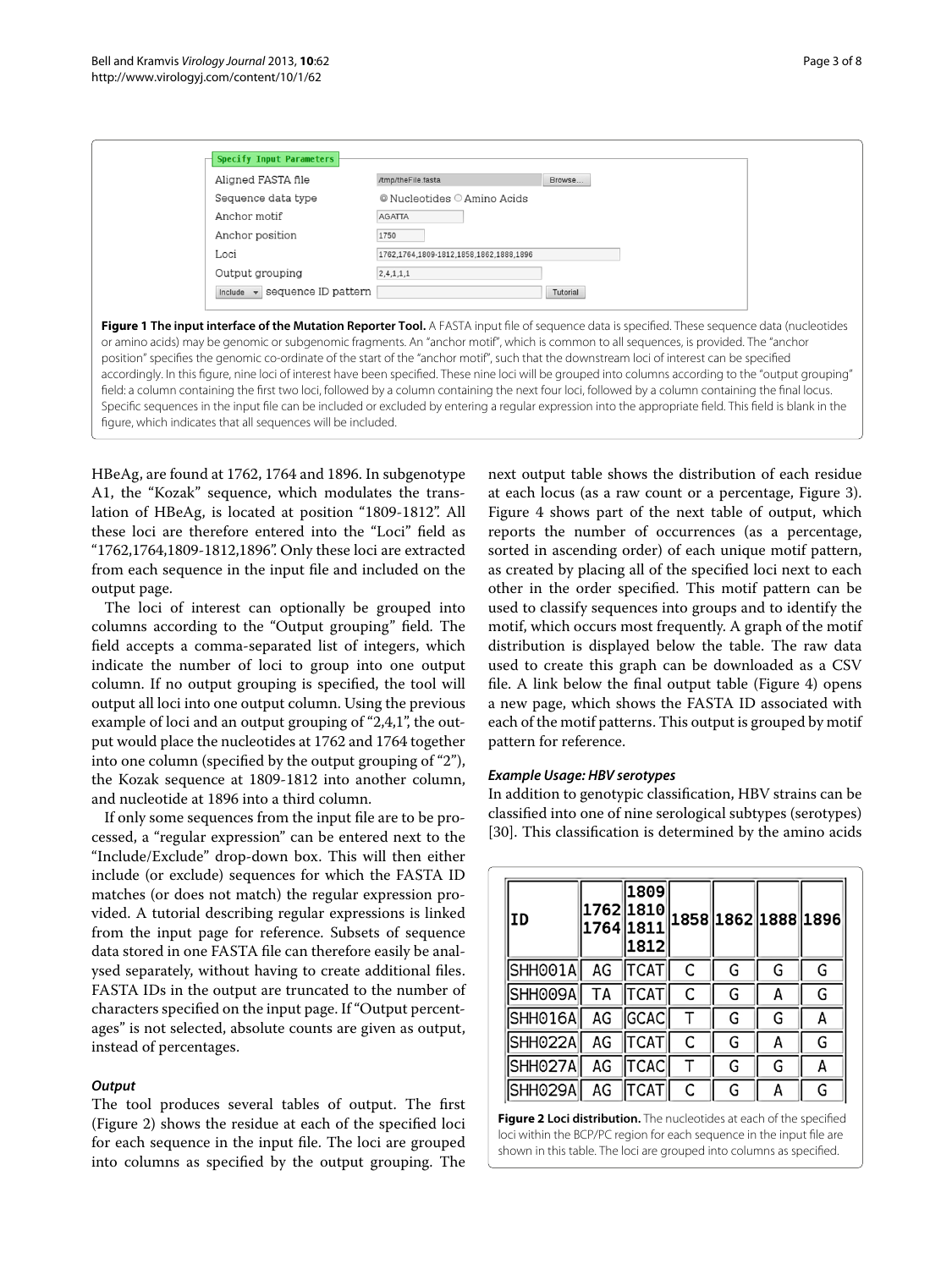| Specify Input Parameters | |
|---|---|
| Aligned FASTA file | /tmp/theFile.fasta [Browse...] |
| Sequence data type | ◉ Nucleotides ○ Amino Acids |
| Anchor motif | AGATTA |
| Anchor position | 1750 |
| Loci | 1762,1764,1809-1812,1858,1862,1888,1896 |
| Output grouping | 2,4,1,1,1 |
| [Include ▾] sequence ID pattern | [Tutorial] |

**Figure 1 The input interface of the Mutation Reporter Tool.** A FASTA input file of sequence data is specified. These sequence data (nucleotides or amino acids) may be genomic or subgenomic fragments. An "anchor motif", which is common to all sequences, is provided. The "anchor position" specifies the genomic co-ordinate of the start of the "anchor motif", such that the downstream loci of interest can be specified accordingly. In this figure, nine loci of interest have been specified. These nine loci will be grouped into columns according to the "output grouping" field: a column containing the first two loci, followed by a column containing the next four loci, followed by a column containing the final locus. Specific sequences in the input file can be included or excluded by entering a regular expression into the appropriate field. This field is blank in the figure, which indicates that all sequences will be included.

HBeAg, are found at 1762, 1764 and 1896. In subgenotype A1, the "Kozak" sequence, which modulates the translation of HBeAg, is located at position "1809-1812". All these loci are therefore entered into the "Loci" field as "1762,1764,1809-1812,1896". Only these loci are extracted from each sequence in the input file and included on the output page.

The loci of interest can optionally be grouped into columns according to the "Output grouping" field. The field accepts a comma-separated list of integers, which indicate the number of loci to group into one output column. If no output grouping is specified, the tool will output all loci into one output column. Using the previous example of loci and an output grouping of "2,4,1", the output would place the nucleotides at 1762 and 1764 together into one column (specified by the output grouping of "2"), the Kozak sequence at 1809-1812 into another column, and nucleotide at 1896 into a third column.

If only some sequences from the input file are to be processed, a "regular expression" can be entered next to the "Include/Exclude" drop-down box. This will then either include (or exclude) sequences for which the FASTA ID matches (or does not match) the regular expression provided. A tutorial describing regular expressions is linked from the input page for reference. Subsets of sequence data stored in one FASTA file can therefore easily be analysed separately, without having to create additional files. FASTA IDs in the output are truncated to the number of characters specified on the input page. If "Output percentages" is not selected, absolute counts are given as output, instead of percentages.

### *Output*

The tool produces several tables of output. The first (Figure 2) shows the residue at each of the specified loci for each sequence in the input file. The loci are grouped into columns as specified by the output grouping. The next output table shows the distribution of each residue at each locus (as a raw count or a percentage, Figure 3). Figure 4 shows part of the next table of output, which reports the number of occurrences (as a percentage, sorted in ascending order) of each unique motif pattern, as created by placing all of the specified loci next to each other in the order specified. This motif pattern can be used to classify sequences into groups and to identify the motif, which occurs most frequently. A graph of the motif distribution is displayed below the table. The raw data used to create this graph can be downloaded as a CSV file. A link below the final output table (Figure 4) opens a new page, which shows the FASTA ID associated with each of the motif patterns. This output is grouped by motif pattern for reference.

### *Example Usage: HBV serotypes*

In addition to genotypic classification, HBV strains can be classified into one of nine serological subtypes (serotypes) [30]. This classification is determined by the amino acids

| ID | 1762 1764 | 1809 1810 1811 1812 | 1858 | 1862 | 1888 | 1896 |
|---|---|---|---|---|---|---|
| SHH001A | AG | TCAT | C | G | G | G |
| SHH009A | TA | TCAT | C | G | A | G |
| SHH016A | AG | GCAC | T | G | G | A |
| SHH022A | AG | TCAT | C | G | A | G |
| SHH027A | AG | TCAC | T | G | G | A |
| SHH029A | AG | TCAT | C | G | A | G |

**Figure 2 Loci distribution.** The nucleotides at each of the specified loci within the BCP/PC region for each sequence in the input file are shown in this table. The loci are grouped into columns as specified.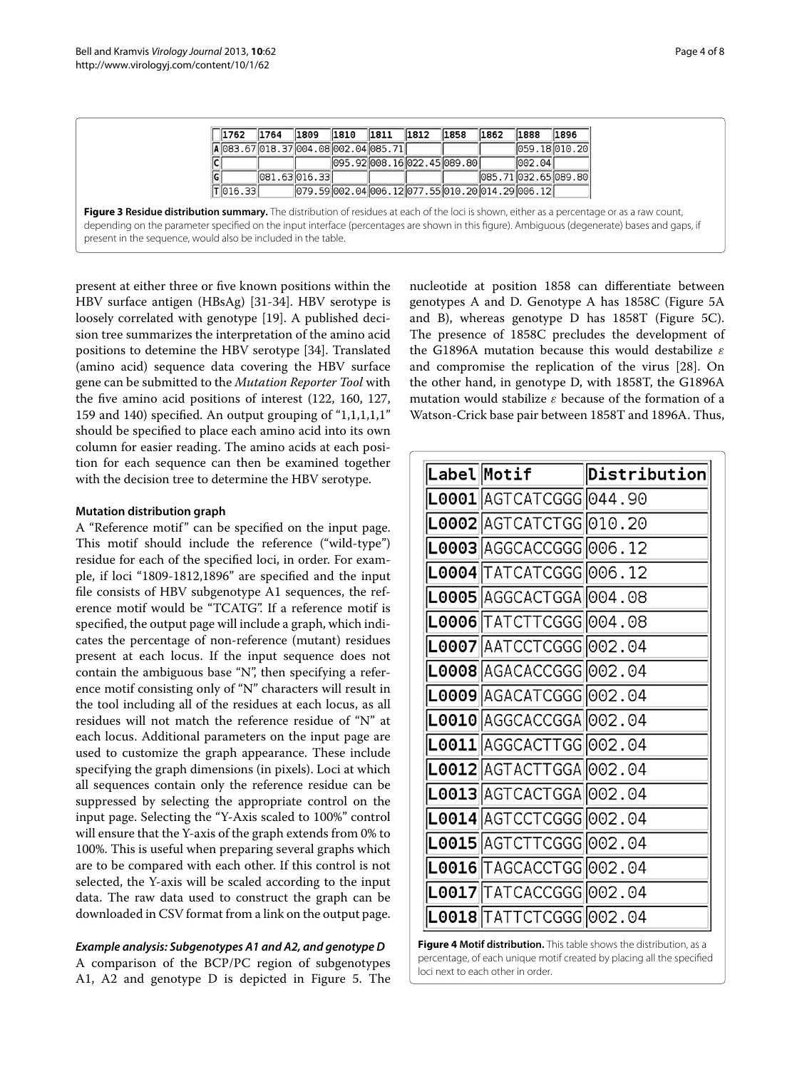| | 1762 | 1764 | 1809 | 1810 | 1811 | 1812 | 1858 | 1862 | 1888 | 1896 |
|---|---|---|---|---|---|---|---|---|---|---|
| A | 083.67 | 018.37 | 004.08 | 002.04 | 085.71 | | | | 059.18 | 010.20 |
| C | | | | 095.92 | 008.16 | 022.45 | 089.80 | | 002.04 | |
| G | | 081.63 | 016.33 | | | | | 085.71 | 032.65 | 089.80 |
| T | 016.33 | | 079.59 | 002.04 | 006.12 | 077.55 | 010.20 | 014.29 | 006.12 | |

**Figure 3 Residue distribution summary.** The distribution of residues at each of the loci is shown, either as a percentage or as a raw count, depending on the parameter specified on the input interface (percentages are shown in this figure). Ambiguous (degenerate) bases and gaps, if present in the sequence, would also be included in the table.

present at either three or five known positions within the HBV surface antigen (HBsAg) [31-34]. HBV serotype is loosely correlated with genotype [19]. A published decision tree summarizes the interpretation of the amino acid positions to detemine the HBV serotype [34]. Translated (amino acid) sequence data covering the HBV surface gene can be submitted to the *Mutation Reporter Tool* with the five amino acid positions of interest (122, 160, 127, 159 and 140) specified. An output grouping of "1,1,1,1,1" should be specified to place each amino acid into its own column for easier reading. The amino acids at each position for each sequence can then be examined together with the decision tree to determine the HBV serotype.

#### Mutation distribution graph

A "Reference motif" can be specified on the input page. This motif should include the reference ("wild-type") residue for each of the specified loci, in order. For example, if loci "1809-1812,1896" are specified and the input file consists of HBV subgenotype A1 sequences, the reference motif would be "TCATG". If a reference motif is specified, the output page will include a graph, which indicates the percentage of non-reference (mutant) residues present at each locus. If the input sequence does not contain the ambiguous base "N", then specifying a reference motif consisting only of "N" characters will result in the tool including all of the residues at each locus, as all residues will not match the reference residue of "N" at each locus. Additional parameters on the input page are used to customize the graph appearance. These include specifying the graph dimensions (in pixels). Loci at which all sequences contain only the reference residue can be suppressed by selecting the appropriate control on the input page. Selecting the "Y-Axis scaled to 100%" control will ensure that the Y-axis of the graph extends from 0% to 100%. This is useful when preparing several graphs which are to be compared with each other. If this control is not selected, the Y-axis will be scaled according to the input data. The raw data used to construct the graph can be downloaded in CSV format from a link on the output page.

#### *Example analysis: Subgenotypes A1 and A2, and genotype D*

A comparison of the BCP/PC region of subgenotypes A1, A2 and genotype D is depicted in Figure 5. The nucleotide at position 1858 can differentiate between genotypes A and D. Genotype A has 1858C (Figure 5A and B), whereas genotype D has 1858T (Figure 5C). The presence of 1858C precludes the development of the G1896A mutation because this would destabilize $\varepsilon$ and compromise the replication of the virus [28]. On the other hand, in genotype D, with 1858T, the G1896A mutation would stabilize $\varepsilon$ because of the formation of a Watson-Crick base pair between 1858T and 1896A. Thus,

| Label | Motif | Distribution |
|---|---|---|
| L0001 | AGTCATCGGG | 044.90 |
| L0002 | AGTCATCTGG | 010.20 |
| L0003 | AGGCACCGGG | 006.12 |
| L0004 | TATCATCGGG | 006.12 |
| L0005 | AGGCACTGGA | 004.08 |
| L0006 | TATCTTCGGG | 004.08 |
| L0007 | AATCCTCGGG | 002.04 |
| L0008 | AGACACCGGG | 002.04 |
| L0009 | AGACATCGGG | 002.04 |
| L0010 | AGGCACCGGA | 002.04 |
| L0011 | AGGCACTTGG | 002.04 |
| L0012 | AGTACTTGGA | 002.04 |
| L0013 | AGTCACTGGA | 002.04 |
| L0014 | AGTCCTCGGG | 002.04 |
| L0015 | AGTCTTCGGG | 002.04 |
| L0016 | TAGCACCTGG | 002.04 |
| L0017 | TATCACCGGG | 002.04 |
| L0018 | TATTCTCGGG | 002.04 |

**Figure 4 Motif distribution.** This table shows the distribution, as a percentage, of each unique motif created by placing all the specified loci next to each other in order.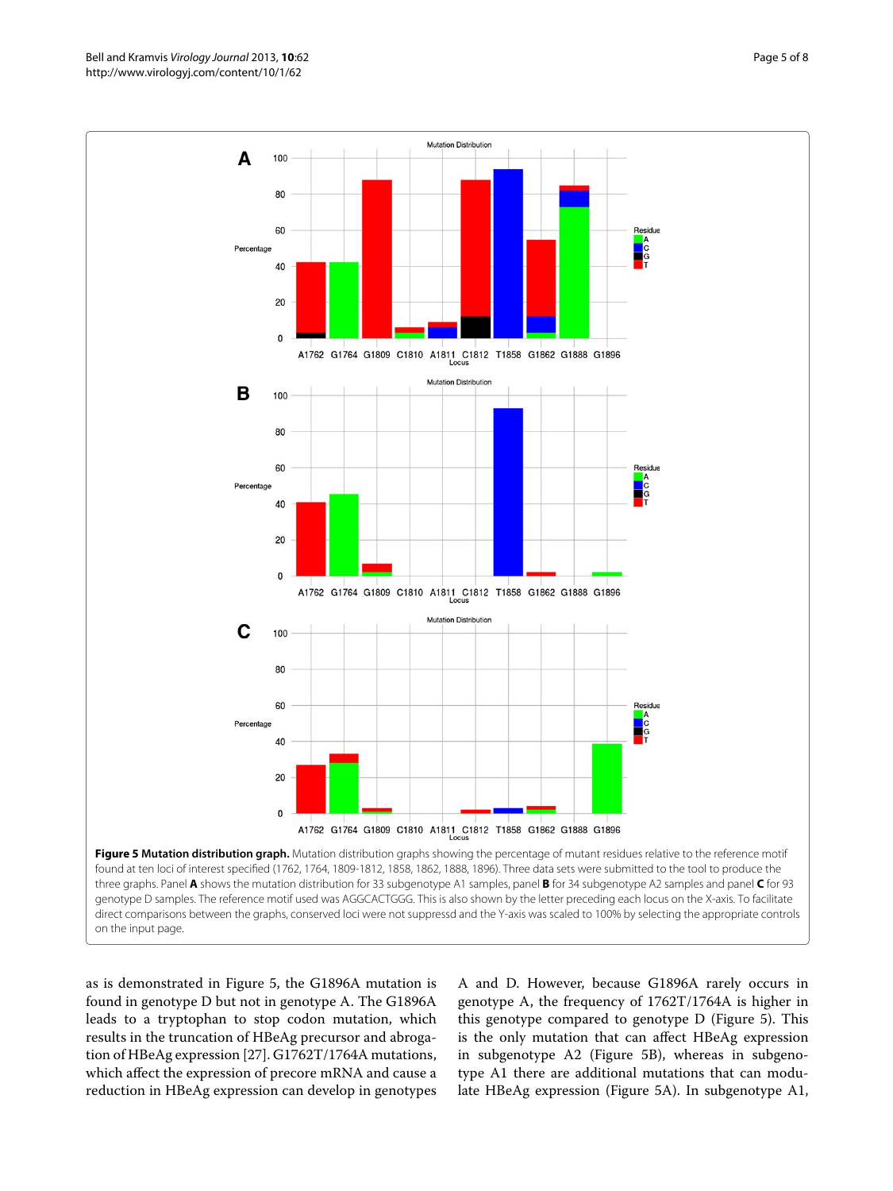**Figure 5 Mutation distribution graph.** Mutation distribution graphs showing the percentage of mutant residues relative to the reference motif found at ten loci of interest specified (1762, 1764, 1809-1812, 1858, 1862, 1888, 1896). Three data sets were submitted to the tool to produce the three graphs. Panel **A** shows the mutation distribution for 33 subgenotype A1 samples, panel **B** for 34 subgenotype A2 samples and panel **C** for 93 genotype D samples. The reference motif used was AGGCACTGGG. This is also shown by the letter preceding each locus on the X-axis. To facilitate direct comparisons between the graphs, conserved loci were not suppressd and the Y-axis was scaled to 100% by selecting the appropriate controls on the input page.

as is demonstrated in Figure 5, the G1896A mutation is found in genotype D but not in genotype A. The G1896A leads to a tryptophan to stop codon mutation, which results in the truncation of HBeAg precursor and abrogation of HBeAg expression [27]. G1762T/1764A mutations, which affect the expression of precore mRNA and cause a reduction in HBeAg expression can develop in genotypes A and D. However, because G1896A rarely occurs in genotype A, the frequency of 1762T/1764A is higher in this genotype compared to genotype D (Figure 5). This is the only mutation that can affect HBeAg expression in subgenotype A2 (Figure 5B), whereas in subgenotype A1 there are additional mutations that can modulate HBeAg expression (Figure 5A). In subgenotype A1,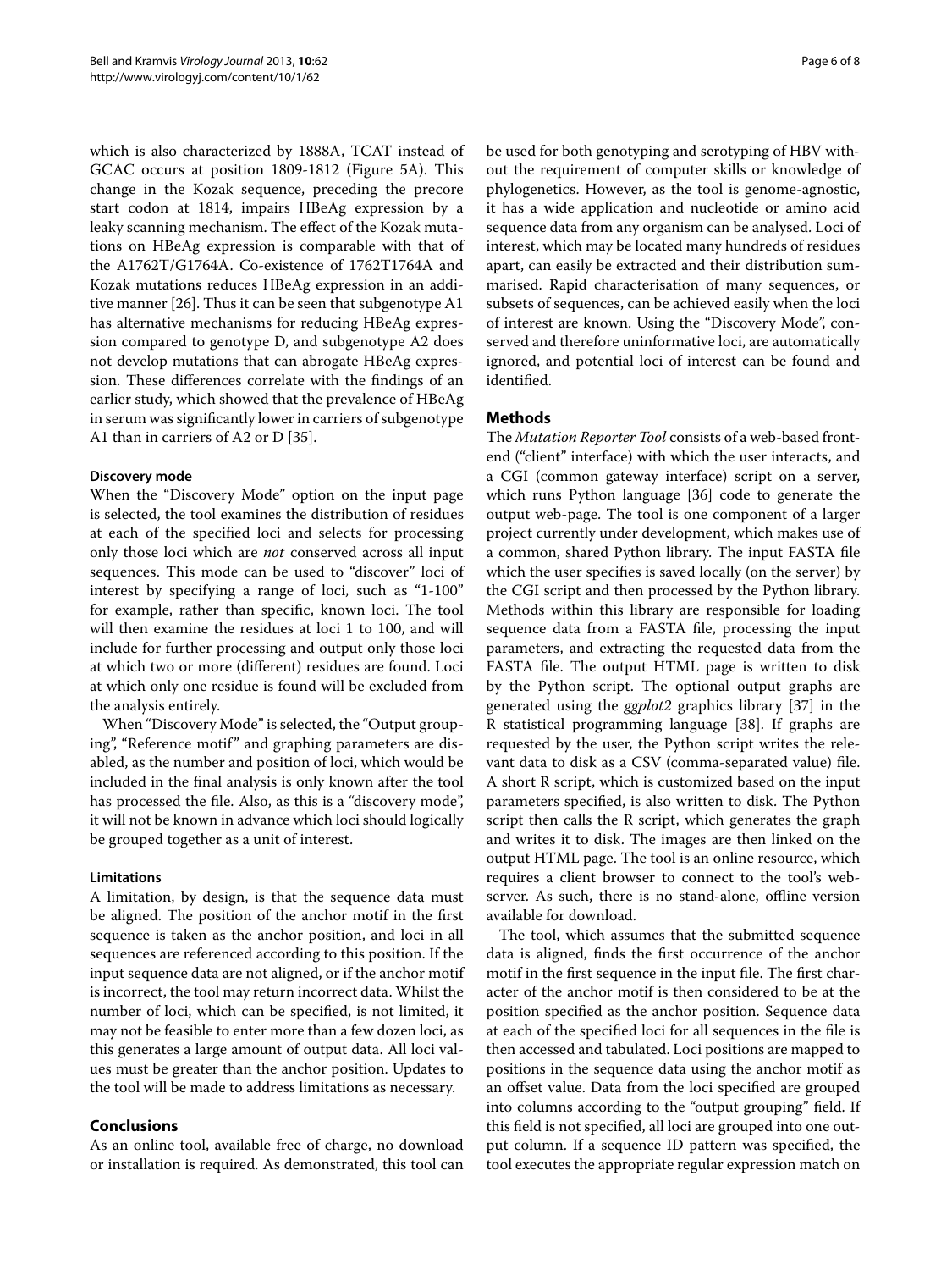which is also characterized by 1888A, TCAT instead of GCAC occurs at position 1809-1812 (Figure 5A). This change in the Kozak sequence, preceding the precore start codon at 1814, impairs HBeAg expression by a leaky scanning mechanism. The effect of the Kozak mutations on HBeAg expression is comparable with that of the A1762T/G1764A. Co-existence of 1762T1764A and Kozak mutations reduces HBeAg expression in an additive manner [26]. Thus it can be seen that subgenotype A1 has alternative mechanisms for reducing HBeAg expression compared to genotype D, and subgenotype A2 does not develop mutations that can abrogate HBeAg expression. These differences correlate with the findings of an earlier study, which showed that the prevalence of HBeAg in serum was significantly lower in carriers of subgenotype A1 than in carriers of A2 or D [35].

### Discovery mode

When the "Discovery Mode" option on the input page is selected, the tool examines the distribution of residues at each of the specified loci and selects for processing only those loci which are *not* conserved across all input sequences. This mode can be used to "discover" loci of interest by specifying a range of loci, such as "1-100" for example, rather than specific, known loci. The tool will then examine the residues at loci 1 to 100, and will include for further processing and output only those loci at which two or more (different) residues are found. Loci at which only one residue is found will be excluded from the analysis entirely.

When "Discovery Mode" is selected, the "Output grouping", "Reference motif" and graphing parameters are disabled, as the number and position of loci, which would be included in the final analysis is only known after the tool has processed the file. Also, as this is a "discovery mode", it will not be known in advance which loci should logically be grouped together as a unit of interest.

### Limitations

A limitation, by design, is that the sequence data must be aligned. The position of the anchor motif in the first sequence is taken as the anchor position, and loci in all sequences are referenced according to this position. If the input sequence data are not aligned, or if the anchor motif is incorrect, the tool may return incorrect data. Whilst the number of loci, which can be specified, is not limited, it may not be feasible to enter more than a few dozen loci, as this generates a large amount of output data. All loci values must be greater than the anchor position. Updates to the tool will be made to address limitations as necessary.

## Conclusions

As an online tool, available free of charge, no download or installation is required. As demonstrated, this tool can be used for both genotyping and serotyping of HBV without the requirement of computer skills or knowledge of phylogenetics. However, as the tool is genome-agnostic, it has a wide application and nucleotide or amino acid sequence data from any organism can be analysed. Loci of interest, which may be located many hundreds of residues apart, can easily be extracted and their distribution summarised. Rapid characterisation of many sequences, or subsets of sequences, can be achieved easily when the loci of interest are known. Using the "Discovery Mode", conserved and therefore uninformative loci, are automatically ignored, and potential loci of interest can be found and identified.

## Methods

The *Mutation Reporter Tool* consists of a web-based front-end ("client" interface) with which the user interacts, and a CGI (common gateway interface) script on a server, which runs Python language [36] code to generate the output web-page. The tool is one component of a larger project currently under development, which makes use of a common, shared Python library. The input FASTA file which the user specifies is saved locally (on the server) by the CGI script and then processed by the Python library. Methods within this library are responsible for loading sequence data from a FASTA file, processing the input parameters, and extracting the requested data from the FASTA file. The output HTML page is written to disk by the Python script. The optional output graphs are generated using the *ggplot2* graphics library [37] in the R statistical programming language [38]. If graphs are requested by the user, the Python script writes the relevant data to disk as a CSV (comma-separated value) file. A short R script, which is customized based on the input parameters specified, is also written to disk. The Python script then calls the R script, which generates the graph and writes it to disk. The images are then linked on the output HTML page. The tool is an online resource, which requires a client browser to connect to the tool's webserver. As such, there is no stand-alone, offline version available for download.

The tool, which assumes that the submitted sequence data is aligned, finds the first occurrence of the anchor motif in the first sequence in the input file. The first character of the anchor motif is then considered to be at the position specified as the anchor position. Sequence data at each of the specified loci for all sequences in the file is then accessed and tabulated. Loci positions are mapped to positions in the sequence data using the anchor motif as an offset value. Data from the loci specified are grouped into columns according to the "output grouping" field. If this field is not specified, all loci are grouped into one output column. If a sequence ID pattern was specified, the tool executes the appropriate regular expression match on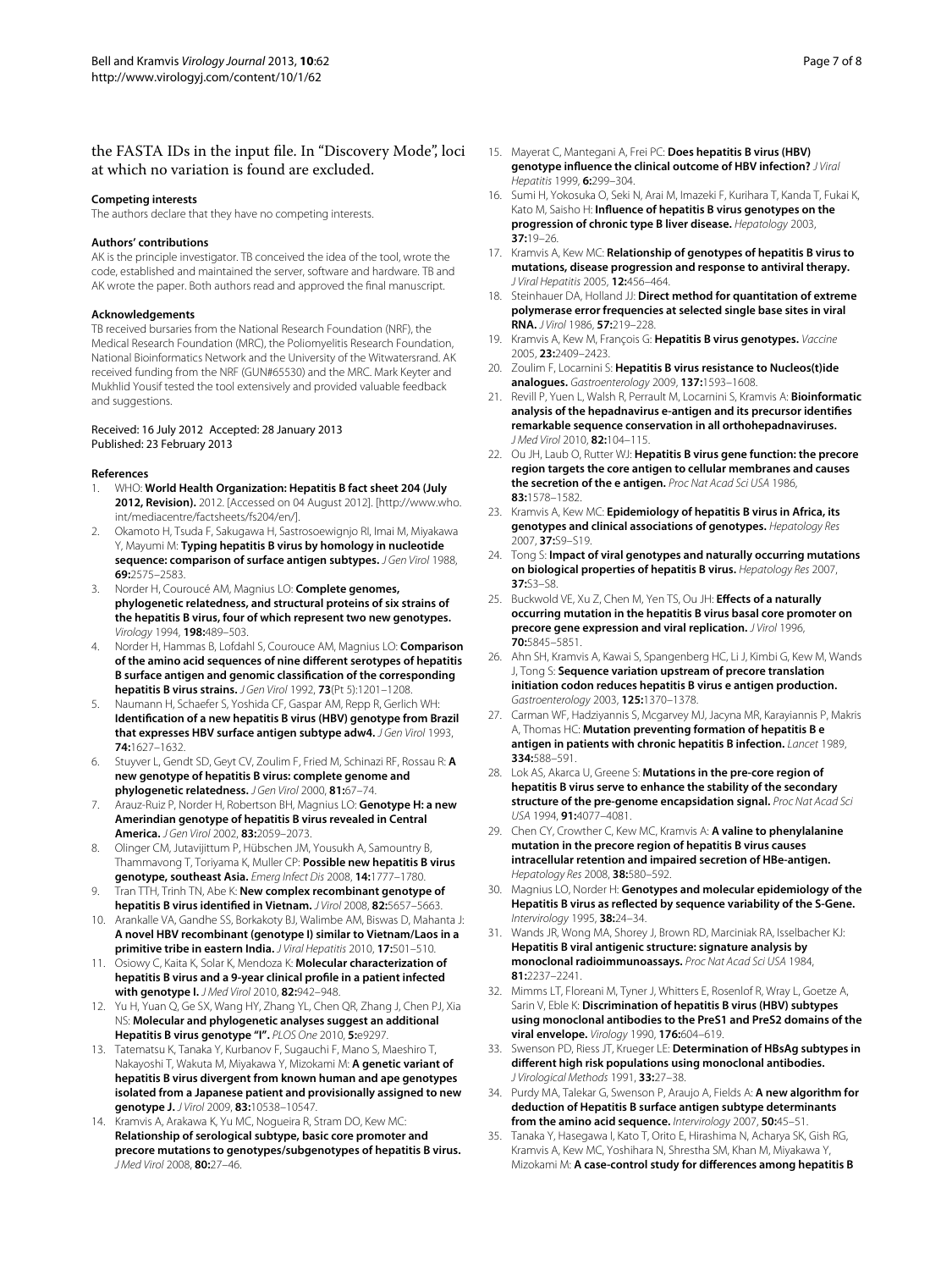the FASTA IDs in the input file. In "Discovery Mode", loci at which no variation is found are excluded.

### Competing interests

The authors declare that they have no competing interests.

### Authors' contributions

AK is the principle investigator. TB conceived the idea of the tool, wrote the code, established and maintained the server, software and hardware. TB and AK wrote the paper. Both authors read and approved the final manuscript.

### Acknowledgements

TB received bursaries from the National Research Foundation (NRF), the Medical Research Foundation (MRC), the Poliomyelitis Research Foundation, National Bioinformatics Network and the University of the Witwatersrand. AK received funding from the NRF (GUN#65530) and the MRC. Mark Keyter and Mukhlid Yousif tested the tool extensively and provided valuable feedback and suggestions.

Received: 16 July 2012 Accepted: 28 January 2013
Published: 23 February 2013

### References

1. WHO: **World Health Organization: Hepatitis B fact sheet 204 (July 2012, Revision).** 2012. [Accessed on 04 August 2012]. [http://www.who.int/mediacentre/factsheets/fs204/en/].
2. Okamoto H, Tsuda F, Sakugawa H, Sastrosoewignjo RI, Imai M, Miyakawa Y, Mayumi M: **Typing hepatitis B virus by homology in nucleotide sequence: comparison of surface antigen subtypes.** *J Gen Virol* 1988, **69:**2575–2583.
3. Norder H, Courouće AM, Magnius LO: **Complete genomes, phylogenetic relatedness, and structural proteins of six strains of the hepatitis B virus, four of which represent two new genotypes.** *Virology* 1994, **198:**489–503.
4. Norder H, Hammas B, Lofdahl S, Courouce AM, Magnius LO: **Comparison of the amino acid sequences of nine different serotypes of hepatitis B surface antigen and genomic classification of the corresponding hepatitis B virus strains.** *J Gen Virol* 1992, **73**(Pt 5):1201–1208.
5. Naumann H, Schaefer S, Yoshida CF, Gaspar AM, Repp R, Gerlich WH: **Identification of a new hepatitis B virus (HBV) genotype from Brazil that expresses HBV surface antigen subtype adw4.** *J Gen Virol* 1993, **74:**1627–1632.
6. Stuyver L, Gendt SD, Geyt CV, Zoulim F, Fried M, Schinazi RF, Rossau R: **A new genotype of hepatitis B virus: complete genome and phylogenetic relatedness.** *J Gen Virol* 2000, **81:**67–74.
7. Arauz-Ruiz P, Norder H, Robertson BH, Magnius LO: **Genotype H: a new Amerindian genotype of hepatitis B virus revealed in Central America.** *J Gen Virol* 2002, **83:**2059–2073.
8. Olinger CM, Jutavijittum P, Hübschen JM, Yousukh A, Samountry B, Thammavong T, Toriyama K, Muller CP: **Possible new hepatitis B virus genotype, southeast Asia.** *Emerg Infect Dis* 2008, **14:**1777–1780.
9. Tran TTH, Trinh TN, Abe K: **New complex recombinant genotype of hepatitis B virus identified in Vietnam.** *J Virol* 2008, **82:**5657–5663.
10. Arankalle VA, Gandhe SS, Borkakoty BJ, Walimbe AM, Biswas D, Mahanta J: **A novel HBV recombinant (genotype I) similar to Vietnam/Laos in a primitive tribe in eastern India.** *J Viral Hepatitis* 2010, **17:**501–510.
11. Osiowy C, Kaita K, Solar K, Mendoza K: **Molecular characterization of hepatitis B virus and a 9-year clinical profile in a patient infected with genotype I.** *J Med Virol* 2010, **82:**942–948.
12. Yu H, Yuan Q, Ge SX, Wang HY, Zhang YL, Chen QR, Zhang J, Chen PJ, Xia NS: **Molecular and phylogenetic analyses suggest an additional Hepatitis B virus genotype "I".** *PLOS One* 2010, **5:**e9297.
13. Tatematsu K, Tanaka Y, Kurbanov F, Sugauchi F, Mano S, Maeshiro T, Nakayoshi T, Wakuta M, Miyakawa Y, Mizokami M: **A genetic variant of hepatitis B virus divergent from known human and ape genotypes isolated from a Japanese patient and provisionally assigned to new genotype J.** *J Virol* 2009, **83:**10538–10547.
14. Kramvis A, Arakawa K, Yu MC, Nogueira R, Stram DO, Kew MC: **Relationship of serological subtype, basic core promoter and precore mutations to genotypes/subgenotypes of hepatitis B virus.** *J Med Virol* 2008, **80:**27–46.
15. Mayerat C, Mantegani A, Frei PC: **Does hepatitis B virus (HBV) genotype influence the clinical outcome of HBV infection?** *J Viral Hepatitis* 1999, **6:**299–304.
16. Sumi H, Yokosuka O, Seki N, Arai M, Imazeki F, Kurihara T, Kanda T, Fukai K, Kato M, Saisho H: **Influence of hepatitis B virus genotypes on the progression of chronic type B liver disease.** *Hepatology* 2003, **37:**19–26.
17. Kramvis A, Kew MC: **Relationship of genotypes of hepatitis B virus to mutations, disease progression and response to antiviral therapy.** *J Viral Hepatitis* 2005, **12:**456–464.
18. Steinhauer DA, Holland JJ: **Direct method for quantitation of extreme polymerase error frequencies at selected single base sites in viral RNA.** *J Virol* 1986, **57:**219–228.
19. Kramvis A, Kew M, François G: **Hepatitis B virus genotypes.** *Vaccine* 2005, **23:**2409–2423.
20. Zoulim F, Locarnini S: **Hepatitis B virus resistance to Nucleos(t)ide analogues.** *Gastroenterology* 2009, **137:**1593–1608.
21. Revill P, Yuen L, Walsh R, Perrault M, Locarnini S, Kramvis A: **Bioinformatic analysis of the hepadnavirus e-antigen and its precursor identifies remarkable sequence conservation in all orthohepadnaviruses.** *J Med Virol* 2010, **82:**104–115.
22. Ou JH, Laub O, Rutter WJ: **Hepatitis B virus gene function: the precore region targets the core antigen to cellular membranes and causes the secretion of the e antigen.** *Proc Nat Acad Sci USA* 1986, **83:**1578–1582.
23. Kramvis A, Kew MC: **Epidemiology of hepatitis B virus in Africa, its genotypes and clinical associations of genotypes.** *Hepatology Res* 2007, **37:**S9–S19.
24. Tong S: **Impact of viral genotypes and naturally occurring mutations on biological properties of hepatitis B virus.** *Hepatology Res* 2007, **37:**S3–S8.
25. Buckwold VE, Xu Z, Chen M, Yen TS, Ou JH: **Effects of a naturally occurring mutation in the hepatitis B virus basal core promoter on precore gene expression and viral replication.** *J Virol* 1996, **70:**5845–5851.
26. Ahn SH, Kramvis A, Kawai S, Spangenberg HC, Li J, Kimbi G, Kew M, Wands J, Tong S: **Sequence variation upstream of precore translation initiation codon reduces hepatitis B virus e antigen production.** *Gastroenterology* 2003, **125:**1370–1378.
27. Carman WF, Hadziyannis S, Mcgarvey MJ, Jacyna MR, Karayiannis P, Makris A, Thomas HC: **Mutation preventing formation of hepatitis B e antigen in patients with chronic hepatitis B infection.** *Lancet* 1989, **334:**588–591.
28. Lok AS, Akarca U, Greene S: **Mutations in the pre-core region of hepatitis B virus serve to enhance the stability of the secondary structure of the pre-genome encapsidation signal.** *Proc Nat Acad Sci USA* 1994, **91:**4077–4081.
29. Chen CY, Crowther C, Kew MC, Kramvis A: **A valine to phenylalanine mutation in the precore region of hepatitis B virus causes intracellular retention and impaired secretion of HBe-antigen.** *Hepatology Res* 2008, **38:**580–592.
30. Magnius LO, Norder H: **Genotypes and molecular epidemiology of the Hepatitis B virus as reflected by sequence variability of the S-Gene.** *Intervirology* 1995, **38:**24–34.
31. Wands JR, Wong MA, Shorey J, Brown RD, Marciniak RA, Isselbacher KJ: **Hepatitis B viral antigenic structure: signature analysis by monoclonal radioimmunoassays.** *Proc Nat Acad Sci USA* 1984, **81:**2237–2241.
32. Mimms LT, Floreani M, Tyner J, Whitters E, Rosenlof R, Wray L, Goetze A, Sarin V, Eble K: **Discrimination of hepatitis B virus (HBV) subtypes using monoclonal antibodies to the PreS1 and PreS2 domains of the viral envelope.** *Virology* 1990, **176:**604–619.
33. Swenson PD, Riess JT, Krueger LE: **Determination of HBsAg subtypes in different high risk populations using monoclonal antibodies.** *J Virological Methods* 1991, **33:**27–38.
34. Purdy MA, Talekar G, Swenson P, Araujo A, Fields A: **A new algorithm for deduction of Hepatitis B surface antigen subtype determinants from the amino acid sequence.** *Intervirology* 2007, **50:**45–51.
35. Tanaka Y, Hasegawa I, Kato T, Orito E, Hirashima N, Acharya SK, Gish RG, Kramvis A, Kew MC, Yoshihara N, Shrestha SM, Khan M, Miyakawa Y, Mizokami M: **A case-control study for differences among hepatitis B**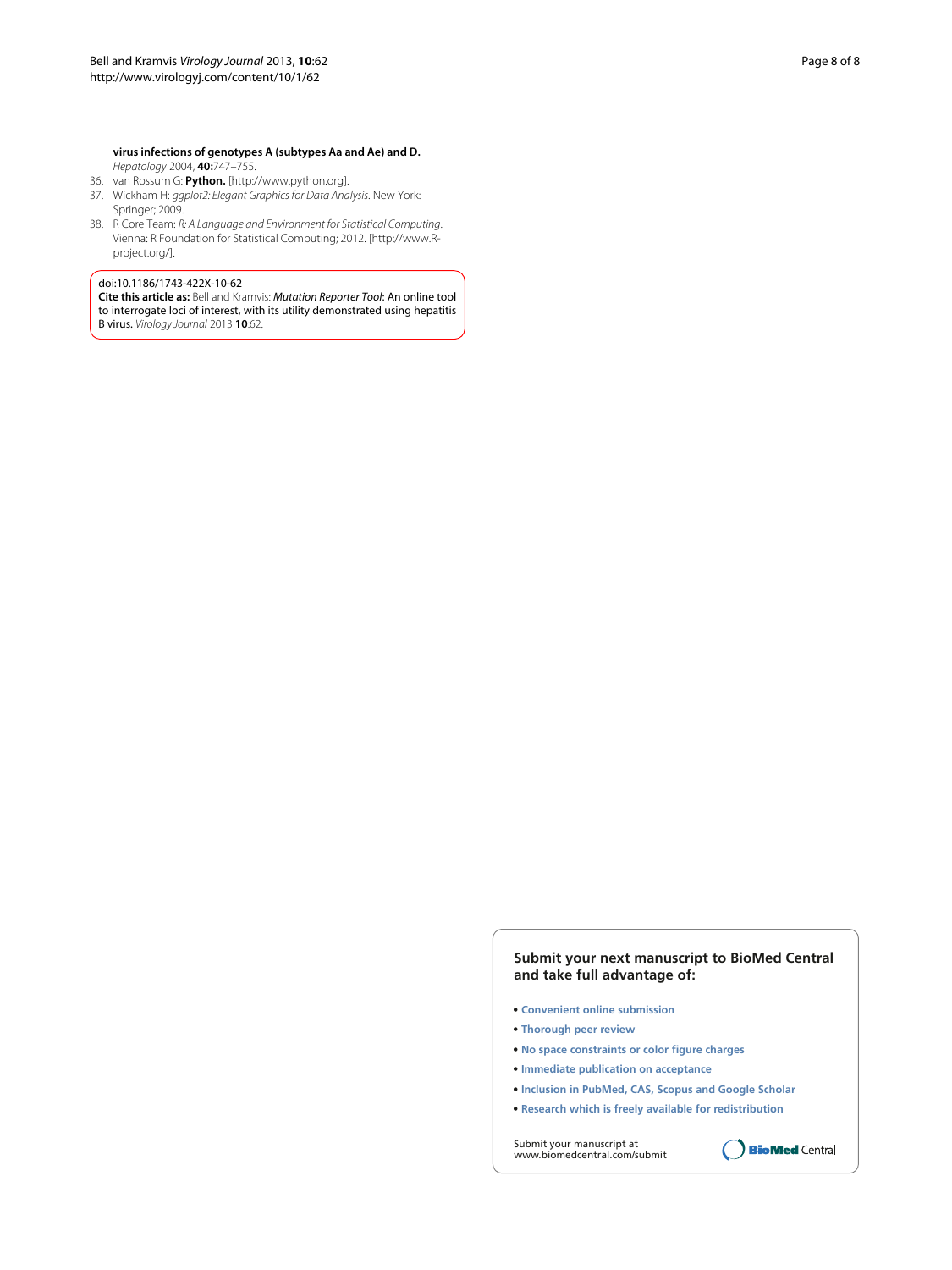**virus infections of genotypes A (subtypes Aa and Ae) and D.** *Hepatology* 2004, **40:**747–755.

36. van Rossum G: **Python.** [http://www.python.org].
37. Wickham H: *ggplot2: Elegant Graphics for Data Analysis*. New York: Springer; 2009.
38. R Core Team: *R: A Language and Environment for Statistical Computing*. Vienna: R Foundation for Statistical Computing; 2012. [http://www.R-project.org/].

doi:10.1186/1743-422X-10-62
**Cite this article as:** Bell and Kramvis: *Mutation Reporter Tool*: An online tool to interrogate loci of interest, with its utility demonstrated using hepatitis B virus. *Virology Journal* 2013 **10**:62.

**Submit your next manuscript to BioMed Central and take full advantage of:**

- **Convenient online submission**
- **Thorough peer review**
- **No space constraints or color figure charges**
- **Immediate publication on acceptance**
- **Inclusion in PubMed, CAS, Scopus and Google Scholar**
- **Research which is freely available for redistribution**

Submit your manuscript at
www.biomedcentral.com/submit

BioMed Central